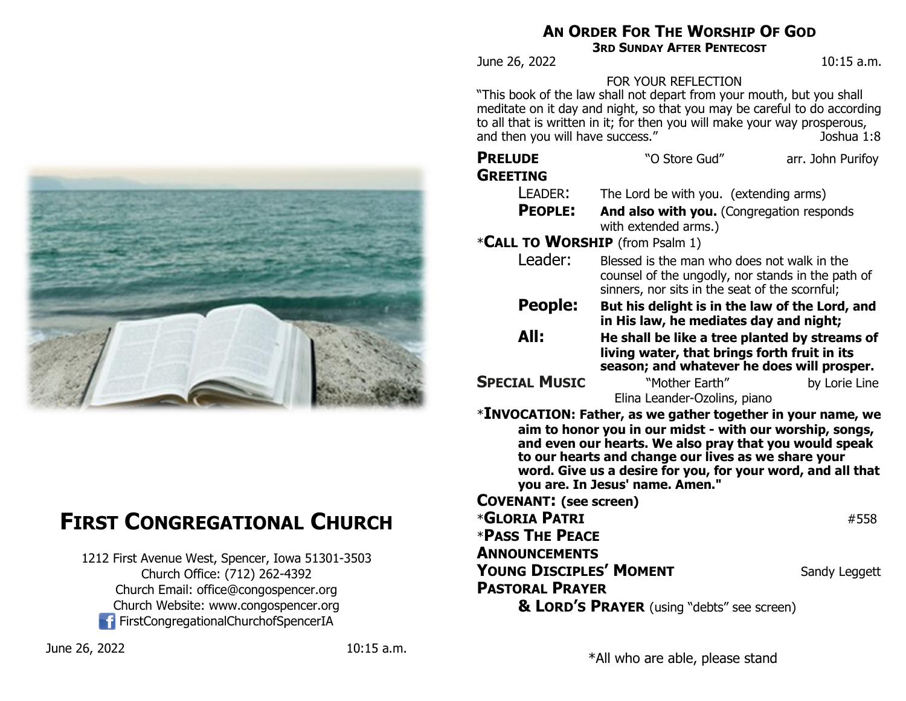# First Congregational Church

1212 First Avenue West, Spencer, Iowa 51301-3503
Church Office: (712) 262-4392
Church Email: office@congospencer.org
Church Website: www.congospencer.org
FirstCongregationalChurchofSpencerIA

June 26, 2022 10:15 a.m.

## An Order For The Worship Of God

### 3rd Sunday After Pentecost

June 26, 2022 10:15 a.m.

FOR YOUR REFLECTION

"This book of the law shall not depart from your mouth, but you shall meditate on it day and night, so that you may be careful to do according to all that is written in it; for then you will make your way prosperous, and then you will have success." Joshua 1:8

**PRELUDE** "O Store Gud" arr. John Purifoy

**GREETING**

LEADER: The Lord be with you. (extending arms)

**PEOPLE:** **And also with you.** (Congregation responds with extended arms.)

*__CALL TO WORSHIP__ (from Psalm 1)

Leader: Blessed is the man who does not walk in the counsel of the ungodly, nor stands in the path of sinners, nor sits in the seat of the scornful;

**People:** **But his delight is in the law of the Lord, and in His law, he mediates day and night;**

**All:** **He shall be like a tree planted by streams of living water, that brings forth fruit in its season; and whatever he does will prosper.**

**SPECIAL MUSIC** "Mother Earth" by Lorie Line
Elina Leander-Ozolins, piano

*__INVOCATION: Father, as we gather together in your name, we aim to honor you in our midst - with our worship, songs, and even our hearts. We also pray that you would speak to our hearts and change our lives as we share your word. Give us a desire for you, for your word, and all that you are. In Jesus' name. Amen."__

**COVENANT: (see screen)**

*__GLORIA PATRI__ #558

*__PASS THE PEACE__

**ANNOUNCEMENTS**

**YOUNG DISCIPLES' MOMENT** Sandy Leggett

**PASTORAL PRAYER**
**& LORD'S PRAYER** (using "debts" see screen)

*All who are able, please stand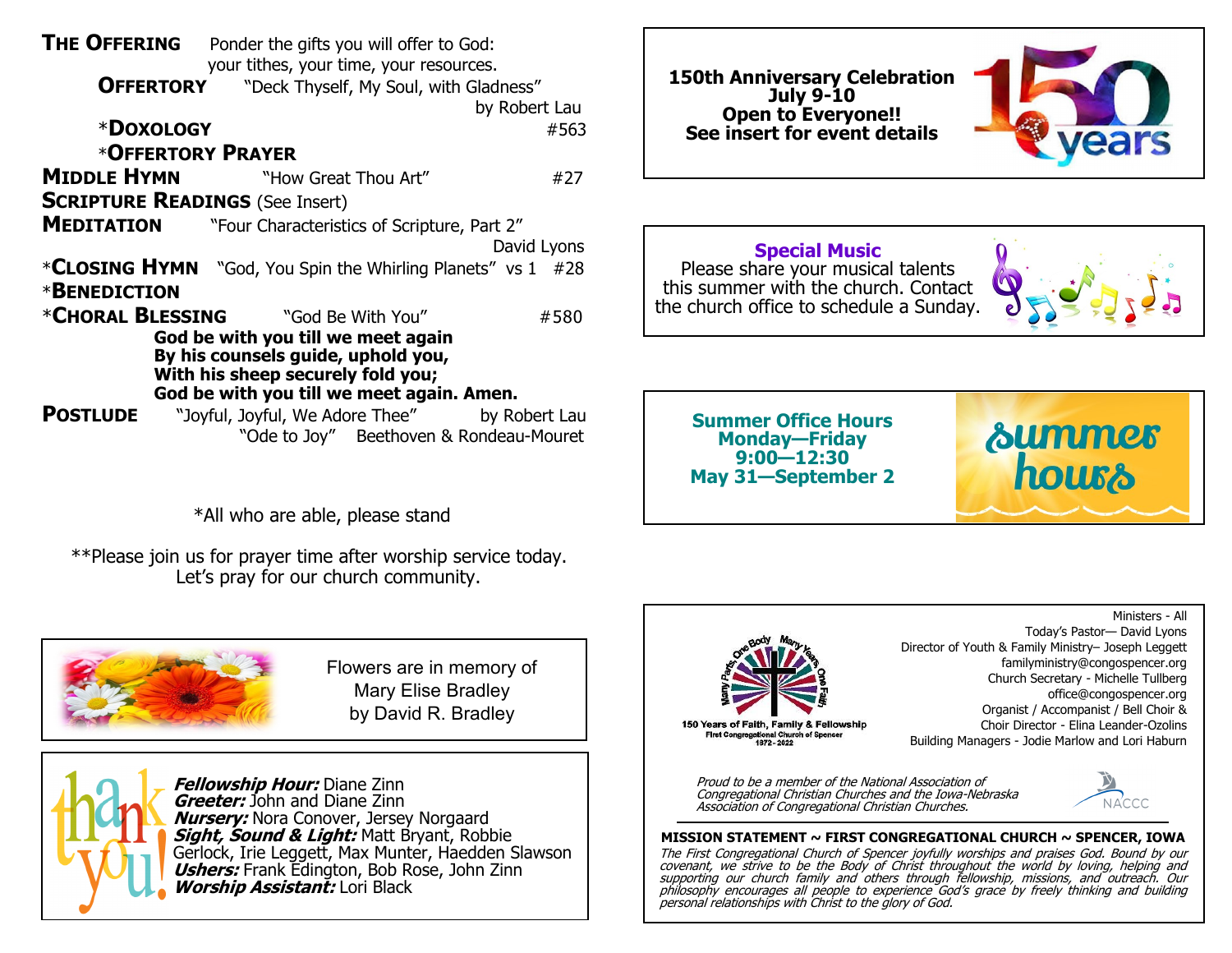**THE OFFERING** Ponder the gifts you will offer to God: your tithes, your time, your resources.

**OFFERTORY** "Deck Thyself, My Soul, with Gladness" by Robert Lau

***DOXOLOGY** #563

***OFFERTORY PRAYER**

**MIDDLE HYMN** "How Great Thou Art" #27

**SCRIPTURE READINGS** (See Insert)

**MEDITATION** "Four Characteristics of Scripture, Part 2" David Lyons

***CLOSING HYMN** "God, You Spin the Whirling Planets" vs 1 #28

***BENEDICTION**

***CHORAL BLESSING** "God Be With You" #580

**God be with you till we meet again**
**By his counsels guide, uphold you,**
**With his sheep securely fold you;**
**God be with you till we meet again. Amen.**

**POSTLUDE** "Joyful, Joyful, We Adore Thee" by Robert Lau
"Ode to Joy" Beethoven & Rondeau-Mouret

*All who are able, please stand

**Please join us for prayer time after worship service today. Let's pray for our church community.

Flowers are in memory of Mary Elise Bradley by David R. Bradley

thank you!

***Fellowship Hour:*** Diane Zinn
***Greeter:*** John and Diane Zinn
***Nursery:*** Nora Conover, Jersey Norgaard
***Sight, Sound & Light:*** Matt Bryant, Robbie Gerlock, Irie Leggett, Max Munter, Haedden Slawson
***Ushers:*** Frank Edington, Bob Rose, John Zinn
***Worship Assistant:*** Lori Black

**150th Anniversary Celebration**
**July 9-10**
**Open to Everyone!!**
**See insert for event details**

**Special Music**
Please share your musical talents this summer with the church. Contact the church office to schedule a Sunday.

**Summer Office Hours**
**Monday—Friday**
**9:00—12:30**
**May 31—September 2**

summer hours

Many Parts, One Body. Many Years, One Faith
150 Years of Faith, Family & Fellowship
First Congregational Church of Spencer
1872 - 2022

Ministers - All
Today's Pastor— David Lyons
Director of Youth & Family Ministry– Joseph Leggett
familyministry@congospencer.org
Church Secretary - Michelle Tullberg
office@congospencer.org
Organist / Accompanist / Bell Choir & Choir Director - Elina Leander-Ozolins
Building Managers - Jodie Marlow and Lori Haburn

*Proud to be a member of the National Association of Congregational Christian Churches and the Iowa-Nebraska Association of Congregational Christian Churches.*

NACCC

**MISSION STATEMENT ~ FIRST CONGREGATIONAL CHURCH ~ SPENCER, IOWA**

*The First Congregational Church of Spencer joyfully worships and praises God. Bound by our covenant, we strive to be the Body of Christ throughout the world by loving, helping and supporting our church family and others through fellowship, missions, and outreach. Our philosophy encourages all people to experience God's grace by freely thinking and building personal relationships with Christ to the glory of God.*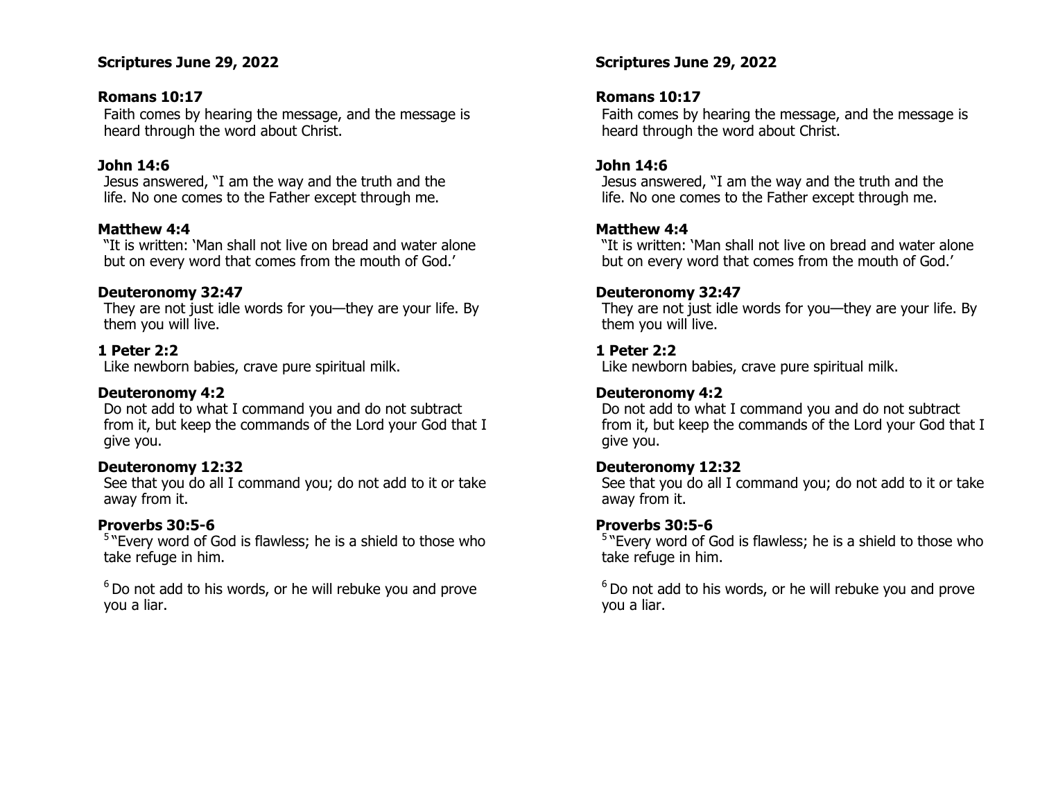**Scriptures June 29, 2022**

**Romans 10:17**
Faith comes by hearing the message, and the message is heard through the word about Christ.

**John 14:6**
Jesus answered, "I am the way and the truth and the life. No one comes to the Father except through me.

**Matthew 4:4**
"It is written: 'Man shall not live on bread and water alone but on every word that comes from the mouth of God.'

**Deuteronomy 32:47**
They are not just idle words for you—they are your life. By them you will live.

**1 Peter 2:2**
Like newborn babies, crave pure spiritual milk.

**Deuteronomy 4:2**
Do not add to what I command you and do not subtract from it, but keep the commands of the Lord your God that I give you.

**Deuteronomy 12:32**
See that you do all I command you; do not add to it or take away from it.

**Proverbs 30:5-6**
[5] "Every word of God is flawless; he is a shield to those who take refuge in him.

[6] Do not add to his words, or he will rebuke you and prove you a liar.

**Scriptures June 29, 2022**

**Romans 10:17**
Faith comes by hearing the message, and the message is heard through the word about Christ.

**John 14:6**
Jesus answered, "I am the way and the truth and the life. No one comes to the Father except through me.

**Matthew 4:4**
"It is written: 'Man shall not live on bread and water alone but on every word that comes from the mouth of God.'

**Deuteronomy 32:47**
They are not just idle words for you—they are your life. By them you will live.

**1 Peter 2:2**
Like newborn babies, crave pure spiritual milk.

**Deuteronomy 4:2**
Do not add to what I command you and do not subtract from it, but keep the commands of the Lord your God that I give you.

**Deuteronomy 12:32**
See that you do all I command you; do not add to it or take away from it.

**Proverbs 30:5-6**
[5] "Every word of God is flawless; he is a shield to those who take refuge in him.

[6] Do not add to his words, or he will rebuke you and prove you a liar.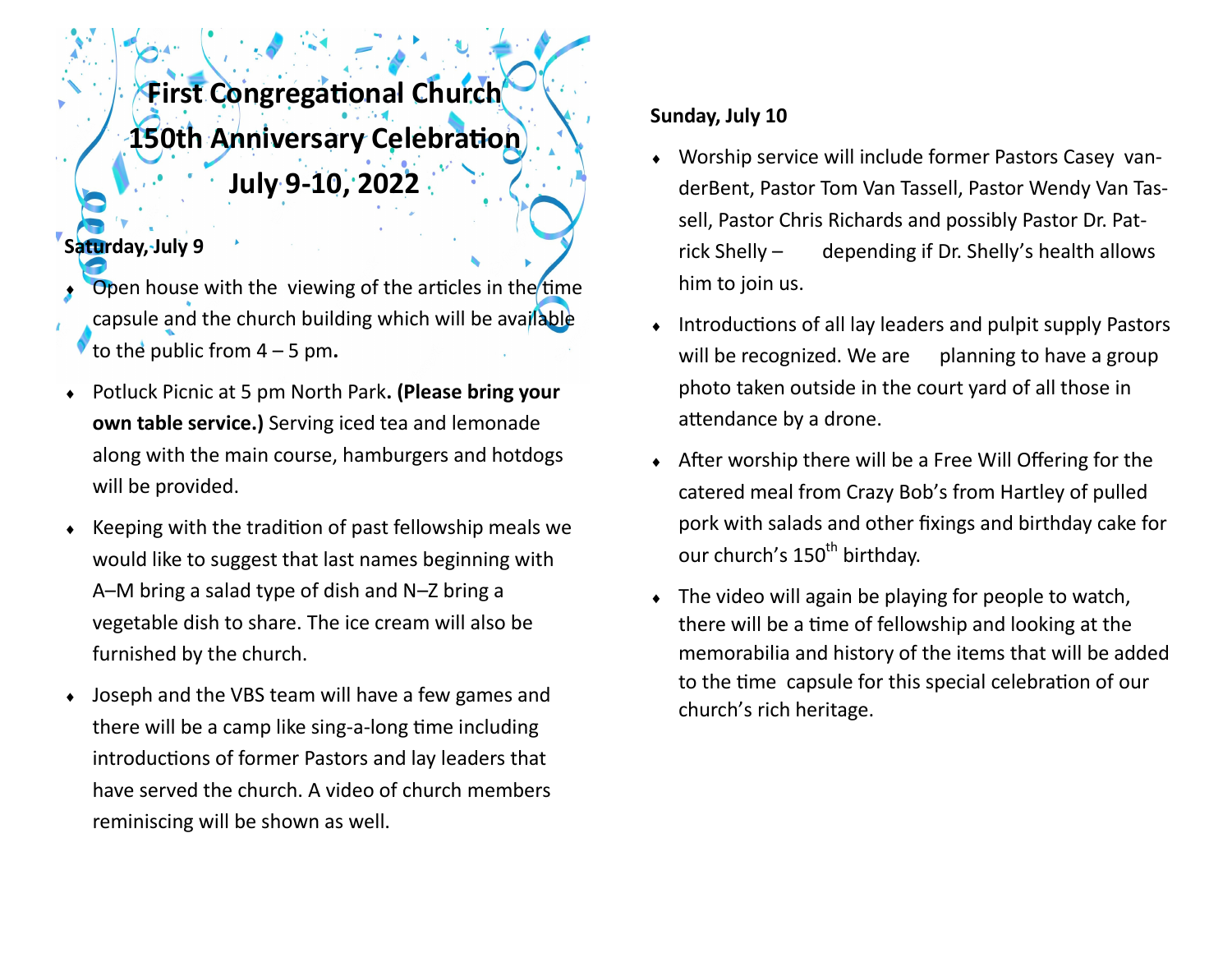# First Congregational Church
# 150th Anniversary Celebration
# July 9-10, 2022

**Saturday, July 9**

- Open house with the viewing of the articles in the time capsule and the church building which will be available to the public from 4 – 5 pm**.**
- Potluck Picnic at 5 pm North Park**. (Please bring your own table service.)** Serving iced tea and lemonade along with the main course, hamburgers and hotdogs will be provided.
- Keeping with the tradition of past fellowship meals we would like to suggest that last names beginning with A–M bring a salad type of dish and N–Z bring a vegetable dish to share. The ice cream will also be furnished by the church.
- Joseph and the VBS team will have a few games and there will be a camp like sing-a-long time including introductions of former Pastors and lay leaders that have served the church. A video of church members reminiscing will be shown as well.

**Sunday, July 10**

- Worship service will include former Pastors Casey vanderBent, Pastor Tom Van Tassell, Pastor Wendy Van Tassell, Pastor Chris Richards and possibly Pastor Dr. Patrick Shelly – depending if Dr. Shelly's health allows him to join us.
- Introductions of all lay leaders and pulpit supply Pastors will be recognized. We are planning to have a group photo taken outside in the court yard of all those in attendance by a drone.
- After worship there will be a Free Will Offering for the catered meal from Crazy Bob's from Hartley of pulled pork with salads and other fixings and birthday cake for our church's 150th birthday.
- The video will again be playing for people to watch, there will be a time of fellowship and looking at the memorabilia and history of the items that will be added to the time capsule for this special celebration of our church's rich heritage.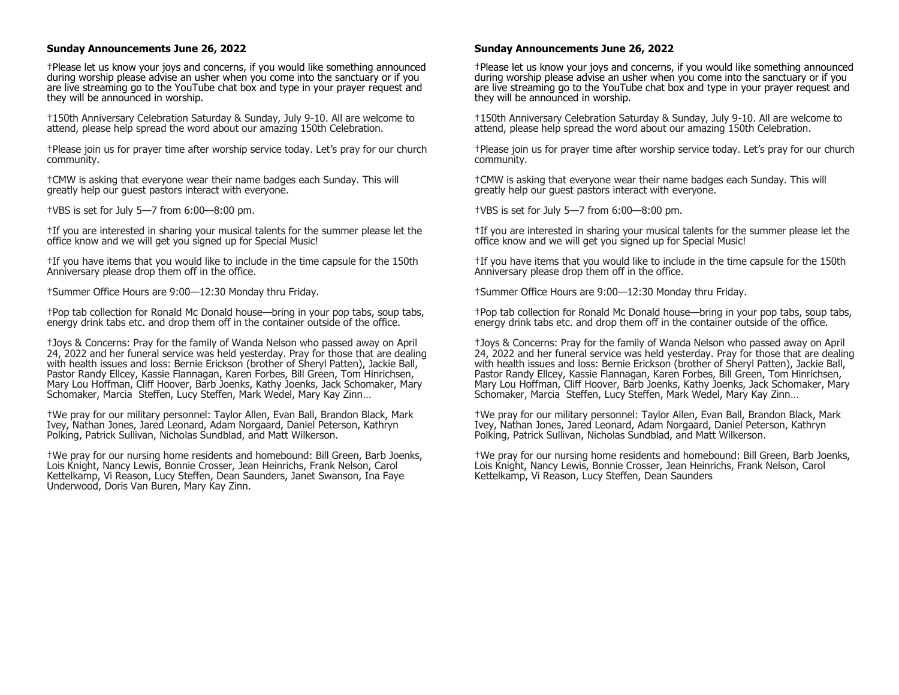**Sunday Announcements June 26, 2022**

†Please let us know your joys and concerns, if you would like something announced during worship please advise an usher when you come into the sanctuary or if you are live streaming go to the YouTube chat box and type in your prayer request and they will be announced in worship.

†150th Anniversary Celebration Saturday & Sunday, July 9-10. All are welcome to attend, please help spread the word about our amazing 150th Celebration.

†Please join us for prayer time after worship service today. Let's pray for our church community.

†CMW is asking that everyone wear their name badges each Sunday. This will greatly help our guest pastors interact with everyone.

†VBS is set for July 5—7 from 6:00—8:00 pm.

†If you are interested in sharing your musical talents for the summer please let the office know and we will get you signed up for Special Music!

†If you have items that you would like to include in the time capsule for the 150th Anniversary please drop them off in the office.

†Summer Office Hours are 9:00—12:30 Monday thru Friday.

†Pop tab collection for Ronald Mc Donald house—bring in your pop tabs, soup tabs, energy drink tabs etc. and drop them off in the container outside of the office.

†Joys & Concerns: Pray for the family of Wanda Nelson who passed away on April 24, 2022 and her funeral service was held yesterday. Pray for those that are dealing with health issues and loss: Bernie Erickson (brother of Sheryl Patten), Jackie Ball, Pastor Randy Ellcey, Kassie Flannagan, Karen Forbes, Bill Green, Tom Hinrichsen, Mary Lou Hoffman, Cliff Hoover, Barb Joenks, Kathy Joenks, Jack Schomaker, Mary Schomaker, Marcia Steffen, Lucy Steffen, Mark Wedel, Mary Kay Zinn…

†We pray for our military personnel: Taylor Allen, Evan Ball, Brandon Black, Mark Ivey, Nathan Jones, Jared Leonard, Adam Norgaard, Daniel Peterson, Kathryn Polking, Patrick Sullivan, Nicholas Sundblad, and Matt Wilkerson.

†We pray for our nursing home residents and homebound: Bill Green, Barb Joenks, Lois Knight, Nancy Lewis, Bonnie Crosser, Jean Heinrichs, Frank Nelson, Carol Kettelkamp, Vi Reason, Lucy Steffen, Dean Saunders, Janet Swanson, Ina Faye Underwood, Doris Van Buren, Mary Kay Zinn.

**Sunday Announcements June 26, 2022**

†Please let us know your joys and concerns, if you would like something announced during worship please advise an usher when you come into the sanctuary or if you are live streaming go to the YouTube chat box and type in your prayer request and they will be announced in worship.

†150th Anniversary Celebration Saturday & Sunday, July 9-10. All are welcome to attend, please help spread the word about our amazing 150th Celebration.

†Please join us for prayer time after worship service today. Let's pray for our church community.

†CMW is asking that everyone wear their name badges each Sunday. This will greatly help our guest pastors interact with everyone.

†VBS is set for July 5—7 from 6:00—8:00 pm.

†If you are interested in sharing your musical talents for the summer please let the office know and we will get you signed up for Special Music!

†If you have items that you would like to include in the time capsule for the 150th Anniversary please drop them off in the office.

†Summer Office Hours are 9:00—12:30 Monday thru Friday.

†Pop tab collection for Ronald Mc Donald house—bring in your pop tabs, soup tabs, energy drink tabs etc. and drop them off in the container outside of the office.

†Joys & Concerns: Pray for the family of Wanda Nelson who passed away on April 24, 2022 and her funeral service was held yesterday. Pray for those that are dealing with health issues and loss: Bernie Erickson (brother of Sheryl Patten), Jackie Ball, Pastor Randy Ellcey, Kassie Flannagan, Karen Forbes, Bill Green, Tom Hinrichsen, Mary Lou Hoffman, Cliff Hoover, Barb Joenks, Kathy Joenks, Jack Schomaker, Mary Schomaker, Marcia Steffen, Lucy Steffen, Mark Wedel, Mary Kay Zinn…

†We pray for our military personnel: Taylor Allen, Evan Ball, Brandon Black, Mark Ivey, Nathan Jones, Jared Leonard, Adam Norgaard, Daniel Peterson, Kathryn Polking, Patrick Sullivan, Nicholas Sundblad, and Matt Wilkerson.

†We pray for our nursing home residents and homebound: Bill Green, Barb Joenks, Lois Knight, Nancy Lewis, Bonnie Crosser, Jean Heinrichs, Frank Nelson, Carol Kettelkamp, Vi Reason, Lucy Steffen, Dean Saunders